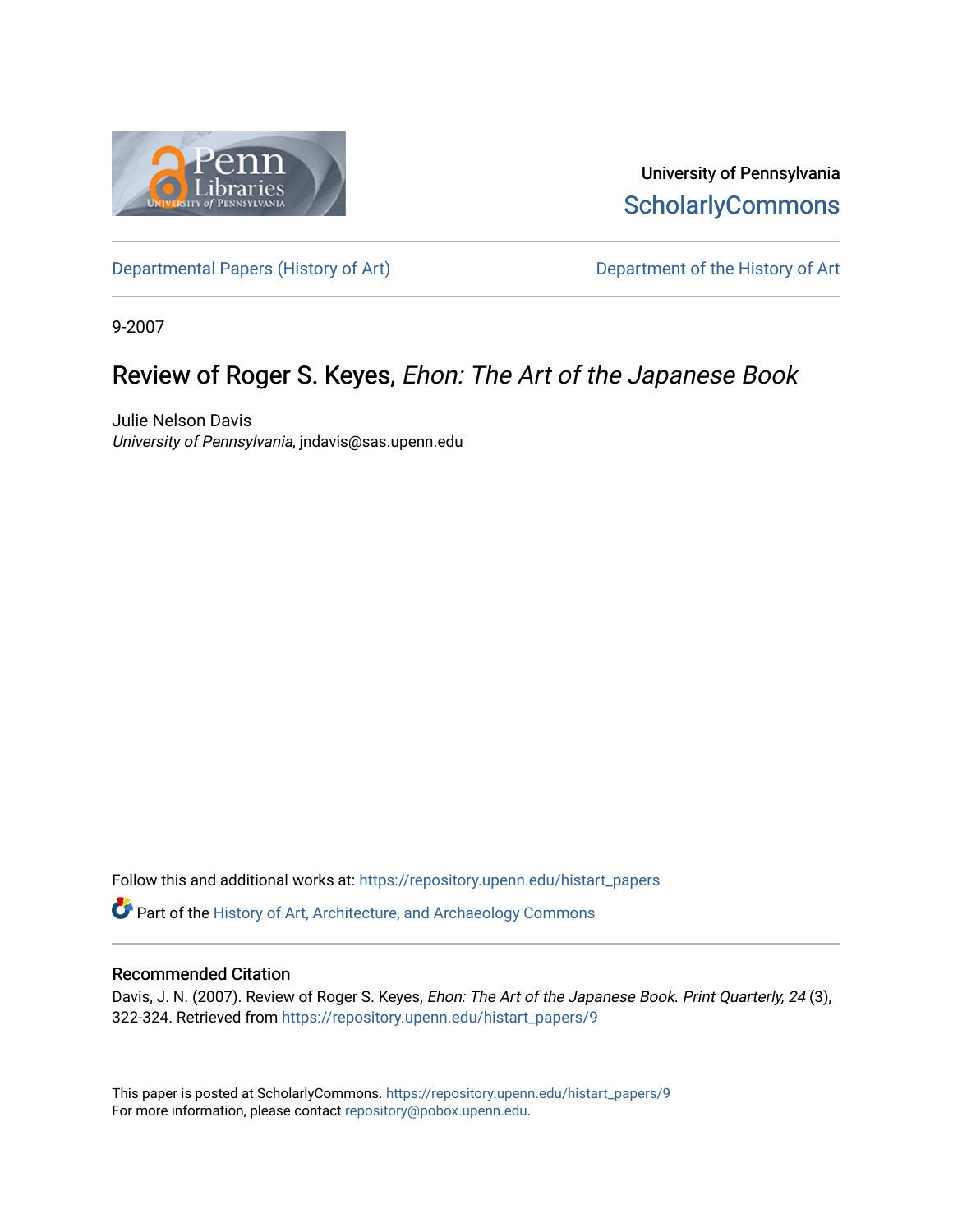University of Pennsylvania
ScholarlyCommons

Departmental Papers (History of Art) — Department of the History of Art

9-2007

# Review of Roger S. Keyes, *Ehon: The Art of the Japanese Book*

Julie Nelson Davis
*University of Pennsylvania*, jndavis@sas.upenn.edu

Follow this and additional works at: https://repository.upenn.edu/histart_papers

Part of the History of Art, Architecture, and Archaeology Commons

## Recommended Citation

Davis, J. N. (2007). Review of Roger S. Keyes, *Ehon: The Art of the Japanese Book*. *Print Quarterly, 24* (3), 322-324. Retrieved from https://repository.upenn.edu/histart_papers/9

This paper is posted at ScholarlyCommons. https://repository.upenn.edu/histart_papers/9
For more information, please contact repository@pobox.upenn.edu.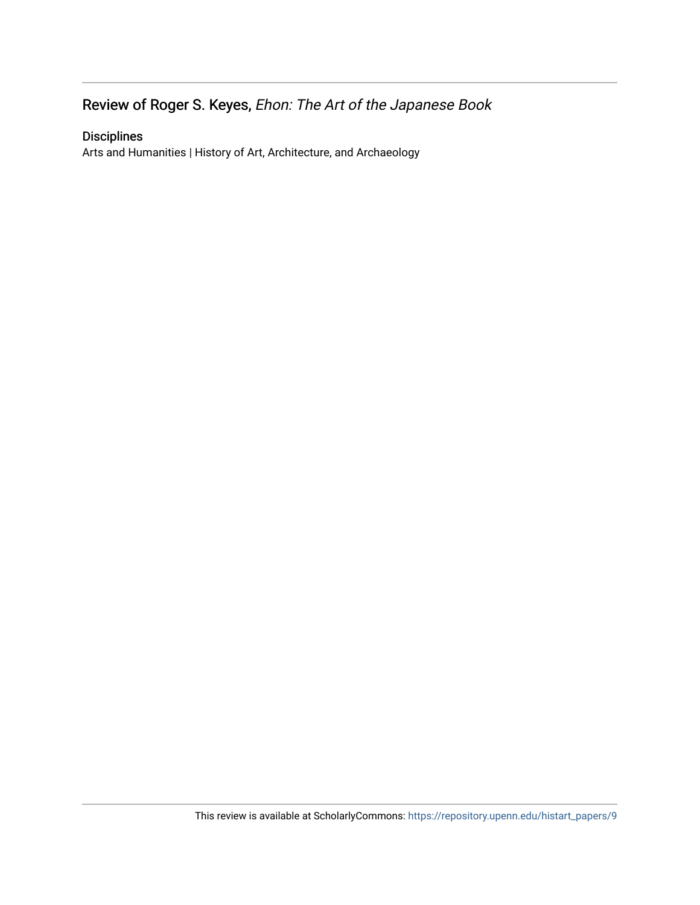## Review of Roger S. Keyes, *Ehon: The Art of the Japanese Book*

### Disciplines

Arts and Humanities | History of Art, Architecture, and Archaeology

This review is available at ScholarlyCommons: https://repository.upenn.edu/histart_papers/9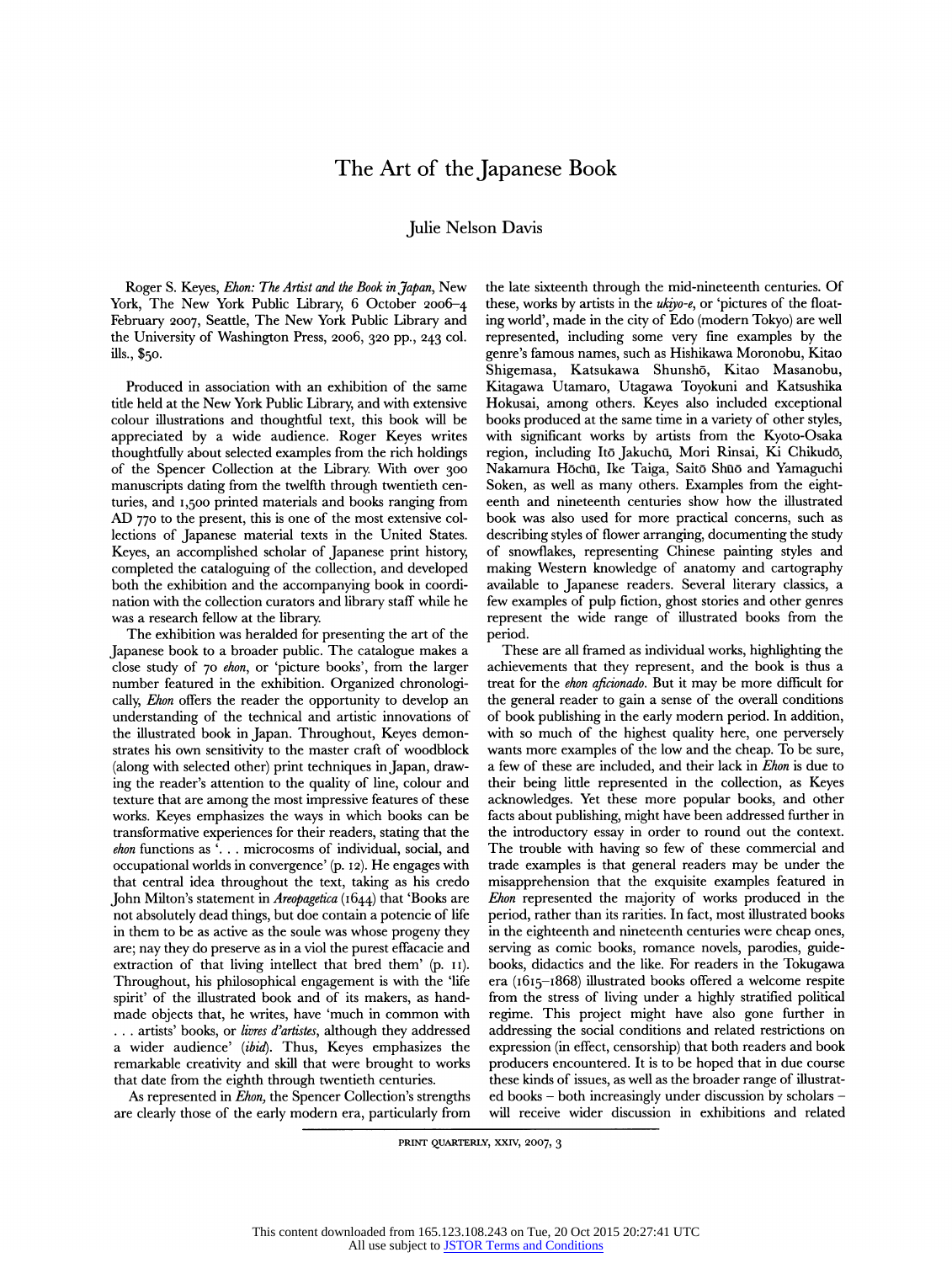# The Art of the Japanese Book

Julie Nelson Davis

Roger S. Keyes, *Ehon: The Artist and the Book in Japan*, New York, The New York Public Library, 6 October 2006–4 February 2007, Seattle, The New York Public Library and the University of Washington Press, 2006, 320 pp., 243 col. ills., $50.

Produced in association with an exhibition of the same title held at the New York Public Library, and with extensive colour illustrations and thoughtful text, this book will be appreciated by a wide audience. Roger Keyes writes thoughtfully about selected examples from the rich holdings of the Spencer Collection at the Library. With over 300 manuscripts dating from the twelfth through twentieth centuries, and 1,500 printed materials and books ranging from AD 770 to the present, this is one of the most extensive collections of Japanese material texts in the United States. Keyes, an accomplished scholar of Japanese print history, completed the cataloguing of the collection, and developed both the exhibition and the accompanying book in coordination with the collection curators and library staff while he was a research fellow at the library.

The exhibition was heralded for presenting the art of the Japanese book to a broader public. The catalogue makes a close study of 70 *ehon*, or 'picture books', from the larger number featured in the exhibition. Organized chronologically, *Ehon* offers the reader the opportunity to develop an understanding of the technical and artistic innovations of the illustrated book in Japan. Throughout, Keyes demonstrates his own sensitivity to the master craft of woodblock (along with selected other) print techniques in Japan, drawing the reader's attention to the quality of line, colour and texture that are among the most impressive features of these works. Keyes emphasizes the ways in which books can be transformative experiences for their readers, stating that the *ehon* functions as '. . . microcosms of individual, social, and occupational worlds in convergence' (p. 12). He engages with that central idea throughout the text, taking as his credo John Milton's statement in *Areopagetica* (1644) that 'Books are not absolutely dead things, but doe contain a potencie of life in them to be as active as the soule was whose progeny they are; nay they do preserve as in a viol the purest effacacie and extraction of that living intellect that bred them' (p. 11). Throughout, his philosophical engagement is with the 'life spirit' of the illustrated book and of its makers, as handmade objects that, he writes, have 'much in common with . . . artists' books, or *livres d'artistes*, although they addressed a wider audience' (*ibid*). Thus, Keyes emphasizes the remarkable creativity and skill that were brought to works that date from the eighth through twentieth centuries.

As represented in *Ehon*, the Spencer Collection's strengths are clearly those of the early modern era, particularly from the late sixteenth through the mid-nineteenth centuries. Of these, works by artists in the *ukiyo-e*, or 'pictures of the floating world', made in the city of Edo (modern Tokyo) are well represented, including some very fine examples by the genre's famous names, such as Hishikawa Moronobu, Kitao Shigemasa, Katsukawa Shunshō, Kitao Masanobu, Kitagawa Utamaro, Utagawa Toyokuni and Katsushika Hokusai, among others. Keyes also included exceptional books produced at the same time in a variety of other styles, with significant works by artists from the Kyoto-Osaka region, including Itō Jakuchū, Mori Rinsai, Ki Chikudō, Nakamura Hōchū, Ike Taiga, Saitō Shūō and Yamaguchi Soken, as well as many others. Examples from the eighteenth and nineteenth centuries show how the illustrated book was also used for more practical concerns, such as describing styles of flower arranging, documenting the study of snowflakes, representing Chinese painting styles and making Western knowledge of anatomy and cartography available to Japanese readers. Several literary classics, a few examples of pulp fiction, ghost stories and other genres represent the wide range of illustrated books from the period.

These are all framed as individual works, highlighting the achievements that they represent, and the book is thus a treat for the *ehon aficionado*. But it may be more difficult for the general reader to gain a sense of the overall conditions of book publishing in the early modern period. In addition, with so much of the highest quality here, one perversely wants more examples of the low and the cheap. To be sure, a few of these are included, and their lack in *Ehon* is due to their being little represented in the collection, as Keyes acknowledges. Yet these more popular books, and other facts about publishing, might have been addressed further in the introductory essay in order to round out the context. The trouble with having so few of these commercial and trade examples is that general readers may be under the misapprehension that the exquisite examples featured in *Ehon* represented the majority of works produced in the period, rather than its rarities. In fact, most illustrated books in the eighteenth and nineteenth centuries were cheap ones, serving as comic books, romance novels, parodies, guidebooks, didactics and the like. For readers in the Tokugawa era (1615–1868) illustrated books offered a welcome respite from the stress of living under a highly stratified political regime. This project might have also gone further in addressing the social conditions and related restrictions on expression (in effect, censorship) that both readers and book producers encountered. It is to be hoped that in due course these kinds of issues, as well as the broader range of illustrated books – both increasingly under discussion by scholars – will receive wider discussion in exhibitions and related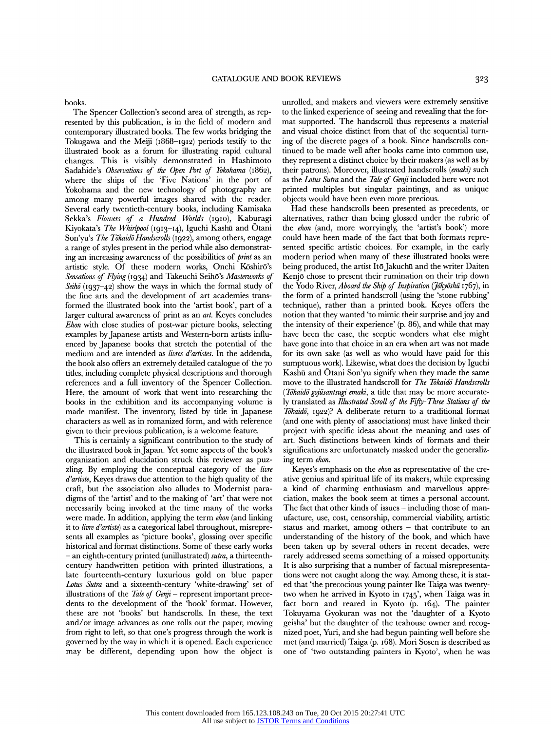books.

The Spencer Collection's second area of strength, as represented by this publication, is in the field of modern and contemporary illustrated books. The few works bridging the Tokugawa and the Meiji (1868–1912) periods testify to the illustrated book as a forum for illustrating rapid cultural changes. This is visibly demonstrated in Hashimoto Sadahide's *Observations of the Open Port of Yokohama* (1862), where the ships of the 'Five Nations' in the port of Yokohama and the new technology of photography are among many powerful images shared with the reader. Several early twentieth-century books, including Kamisaka Sekka's *Flowers of a Hundred Worlds* (1910), Kaburagi Kiyokata's *The Whirlpool* (1913–14), Iguchi Kashū and Ōtani Son'yu's *The Tōkaidō Handscrolls* (1922), among others, engage a range of styles present in the period while also demonstrating an increasing awareness of the possibilities of *print* as an artistic style. Of these modern works, Onchi Kōshirō's *Sensations of Flying* (1934) and Takeuchi Seihō's *Masterworks of Seihō* (1937–42) show the ways in which the formal study of the fine arts and the development of art academies transformed the illustrated book into the 'artist book', part of a larger cultural awareness of print as an *art*. Keyes concludes *Ehon* with close studies of post-war picture books, selecting examples by Japanese artists and Western-born artists influenced by Japanese books that stretch the potential of the medium and are intended as *livres d'artistes*. In the addenda, the book also offers an extremely detailed catalogue of the 70 titles, including complete physical descriptions and thorough references and a full inventory of the Spencer Collection. Here, the amount of work that went into researching the books in the exhibition and its accompanying volume is made manifest. The inventory, listed by title in Japanese characters as well as in romanized form, and with reference given to their previous publication, is a welcome feature.

This is certainly a significant contribution to the study of the illustrated book in Japan. Yet some aspects of the book's organization and elucidation struck this reviewer as puzzling. By employing the conceptual category of the *livre d'artiste*, Keyes draws due attention to the high quality of the craft, but the association also alludes to Modernist paradigms of the 'artist' and to the making of 'art' that were not necessarily being invoked at the time many of the works were made. In addition, applying the term *ehon* (and linking it to *livre d'artiste*) as a categorical label throughout, misrepresents all examples as 'picture books', glossing over specific historical and format distinctions. Some of these early works – an eighth-century printed (unillustrated) *sutra*, a thirteenth-century handwritten petition with printed illustrations, a late fourteenth-century luxurious gold on blue paper *Lotus Sutra* and a sixteenth-century 'white-drawing' set of illustrations of the *Tale of Genji* – represent important precedents to the development of the 'book' format. However, these are not 'books' but handscrolls. In these, the text and/or image advances as one rolls out the paper, moving from right to left, so that one's progress through the work is governed by the way in which it is opened. Each experience may be different, depending upon how the object is unrolled, and makers and viewers were extremely sensitive to the linked experience of seeing and revealing that the format supported. The handscroll thus represents a material and visual choice distinct from that of the sequential turning of the discrete pages of a book. Since handscrolls continued to be made well after books came into common use, they represent a distinct choice by their makers (as well as by their patrons). Moreover, illustrated handscrolls (*emaki*) such as the *Lotus Sutra* and the *Tale of Genji* included here were not printed multiples but singular paintings, and as unique objects would have been even more precious.

Had these handscrolls been presented as precedents, or alternatives, rather than being glossed under the rubric of the *ehon* (and, more worryingly, the 'artist's book') more could have been made of the fact that both formats represented specific artistic choices. For example, in the early modern period when many of these illustrated books were being produced, the artist Itō Jakuchū and the writer Daiten Kenjō chose to present their rumination on their trip down the Yodo River, *Aboard the Ship of Inspiration* (*Jōkyōshū* 1767), in the form of a printed handscroll (using the 'stone rubbing' technique), rather than a printed book. Keyes offers the notion that they wanted 'to mimic their surprise and joy and the intensity of their experience' (p. 86), and while that may have been the case, the sceptic wonders what else might have gone into that choice in an era when art was not made for its own sake (as well as who would have paid for this sumptuous work). Likewise, what does the decision by Iguchi Kashū and Ōtani Son'yu signify when they made the same move to the illustrated handscroll for *The Tōkaidō Handscrolls* (*Tōkaidō gojūsantsugi emaki*, a title that may be more accurately translated as *Illustrated Scroll of the Fifty-Three Stations of the Tōkaidō*, 1922)? A deliberate return to a traditional format (and one with plenty of associations) must have linked their project with specific ideas about the meaning and uses of art. Such distinctions between kinds of formats and their significations are unfortunately masked under the generalizing term *ehon*.

Keyes's emphasis on the *ehon* as representative of the creative genius and spiritual life of its makers, while expressing a kind of charming enthusiasm and marvellous appreciation, makes the book seem at times a personal account. The fact that other kinds of issues – including those of manufacture, use, cost, censorship, commercial viability, artistic status and market, among others – that contribute to an understanding of the history of the book, and which have been taken up by several others in recent decades, were rarely addressed seems something of a missed opportunity. It is also surprising that a number of factual misrepresentations were not caught along the way. Among these, it is stated that 'the precocious young painter Ike Taiga was twenty-two when he arrived in Kyoto in 1745', when Taiga was in fact born and reared in Kyoto (p. 164). The painter Tokuyama Gyokuran was not the 'daughter of a Kyoto geisha' but the daughter of the teahouse owner and recognized poet, Yuri, and she had begun painting well before she met (and married) Taiga (p. 168). Mori Sosen is described as one of 'two outstanding painters in Kyoto', when he was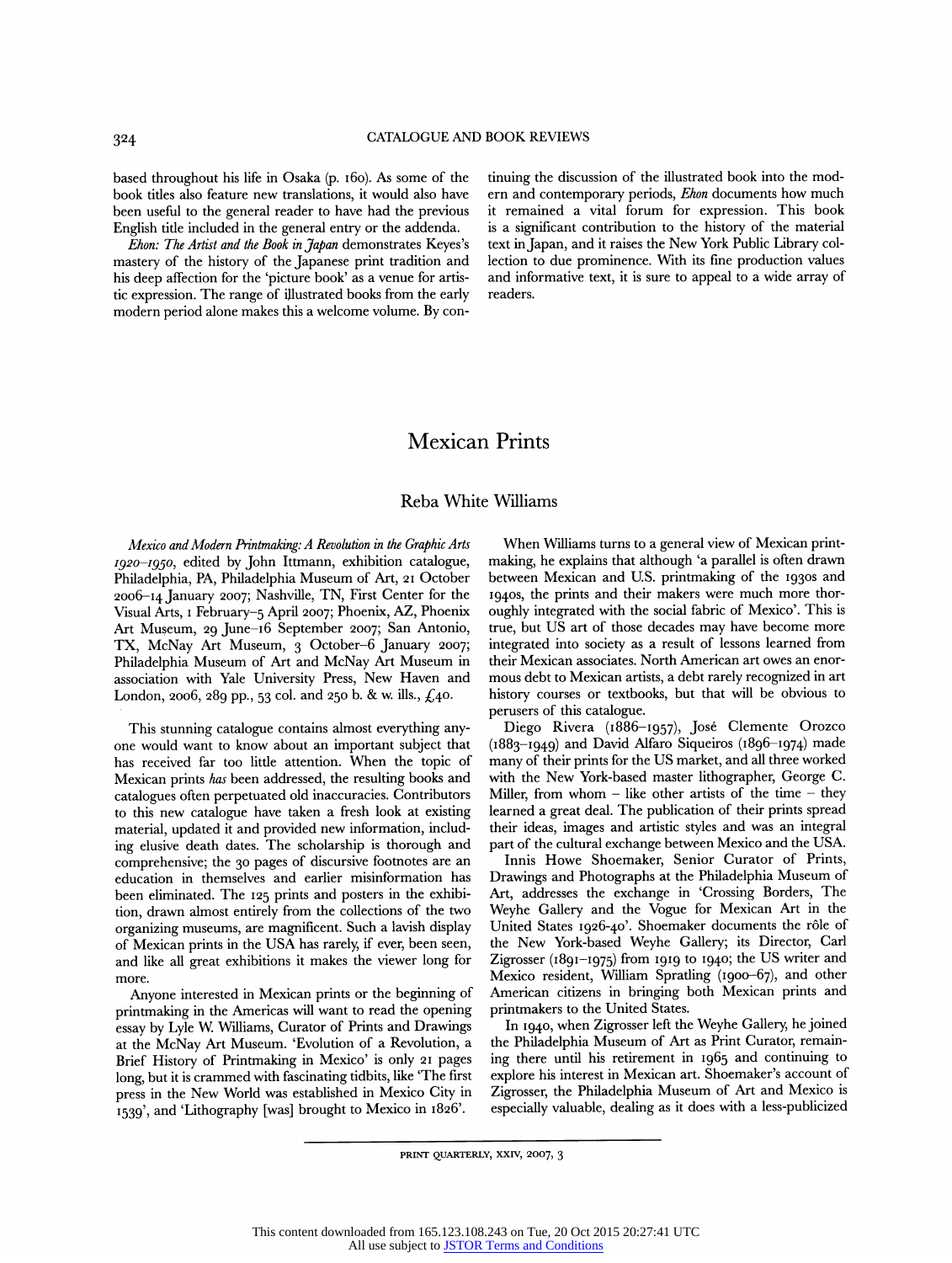based throughout his life in Osaka (p. 160). As some of the book titles also feature new translations, it would also have been useful to the general reader to have had the previous English title included in the general entry or the addenda.

*Ehon: The Artist and the Book in Japan* demonstrates Keyes's mastery of the history of the Japanese print tradition and his deep affection for the 'picture book' as a venue for artistic expression. The range of illustrated books from the early modern period alone makes this a welcome volume. By continuing the discussion of the illustrated book into the modern and contemporary periods, *Ehon* documents how much it remained a vital forum for expression. This book is a significant contribution to the history of the material text in Japan, and it raises the New York Public Library collection to due prominence. With its fine production values and informative text, it is sure to appeal to a wide array of readers.

# Mexican Prints

## Reba White Williams

*Mexico and Modern Printmaking: A Revolution in the Graphic Arts 1920–1950*, edited by John Ittmann, exhibition catalogue, Philadelphia, PA, Philadelphia Museum of Art, 21 October 2006–14 January 2007; Nashville, TN, First Center for the Visual Arts, 1 February–5 April 2007; Phoenix, AZ, Phoenix Art Museum, 29 June–16 September 2007; San Antonio, TX, McNay Art Museum, 3 October–6 January 2007; Philadelphia Museum of Art and McNay Art Museum in association with Yale University Press, New Haven and London, 2006, 289 pp., 53 col. and 250 b. & w. ills., £40.

This stunning catalogue contains almost everything anyone would want to know about an important subject that has received far too little attention. When the topic of Mexican prints *has* been addressed, the resulting books and catalogues often perpetuated old inaccuracies. Contributors to this new catalogue have taken a fresh look at existing material, updated it and provided new information, including elusive death dates. The scholarship is thorough and comprehensive; the 30 pages of discursive footnotes are an education in themselves and earlier misinformation has been eliminated. The 125 prints and posters in the exhibition, drawn almost entirely from the collections of the two organizing museums, are magnificent. Such a lavish display of Mexican prints in the USA has rarely, if ever, been seen, and like all great exhibitions it makes the viewer long for more.

Anyone interested in Mexican prints or the beginning of printmaking in the Americas will want to read the opening essay by Lyle W. Williams, Curator of Prints and Drawings at the McNay Art Museum. 'Evolution of a Revolution, a Brief History of Printmaking in Mexico' is only 21 pages long, but it is crammed with fascinating tidbits, like 'The first press in the New World was established in Mexico City in 1539', and 'Lithography [was] brought to Mexico in 1826'.

When Williams turns to a general view of Mexican printmaking, he explains that although 'a parallel is often drawn between Mexican and U.S. printmaking of the 1930s and 1940s, the prints and their makers were much more thoroughly integrated with the social fabric of Mexico'. This is true, but US art of those decades may have become more integrated into society as a result of lessons learned from their Mexican associates. North American art owes an enormous debt to Mexican artists, a debt rarely recognized in art history courses or textbooks, but that will be obvious to perusers of this catalogue.

Diego Rivera (1886–1957), José Clemente Orozco (1883–1949) and David Alfaro Siqueiros (1896–1974) made many of their prints for the US market, and all three worked with the New York-based master lithographer, George C. Miller, from whom – like other artists of the time – they learned a great deal. The publication of their prints spread their ideas, images and artistic styles and was an integral part of the cultural exchange between Mexico and the USA.

Innis Howe Shoemaker, Senior Curator of Prints, Drawings and Photographs at the Philadelphia Museum of Art, addresses the exchange in 'Crossing Borders, The Weyhe Gallery and the Vogue for Mexican Art in the United States 1926-40'. Shoemaker documents the rôle of the New York-based Weyhe Gallery; its Director, Carl Zigrosser (1891–1975) from 1919 to 1940; the US writer and Mexico resident, William Spratling (1900–67), and other American citizens in bringing both Mexican prints and printmakers to the United States.

In 1940, when Zigrosser left the Weyhe Gallery, he joined the Philadelphia Museum of Art as Print Curator, remaining there until his retirement in 1965 and continuing to explore his interest in Mexican art. Shoemaker's account of Zigrosser, the Philadelphia Museum of Art and Mexico is especially valuable, dealing as it does with a less-publicized